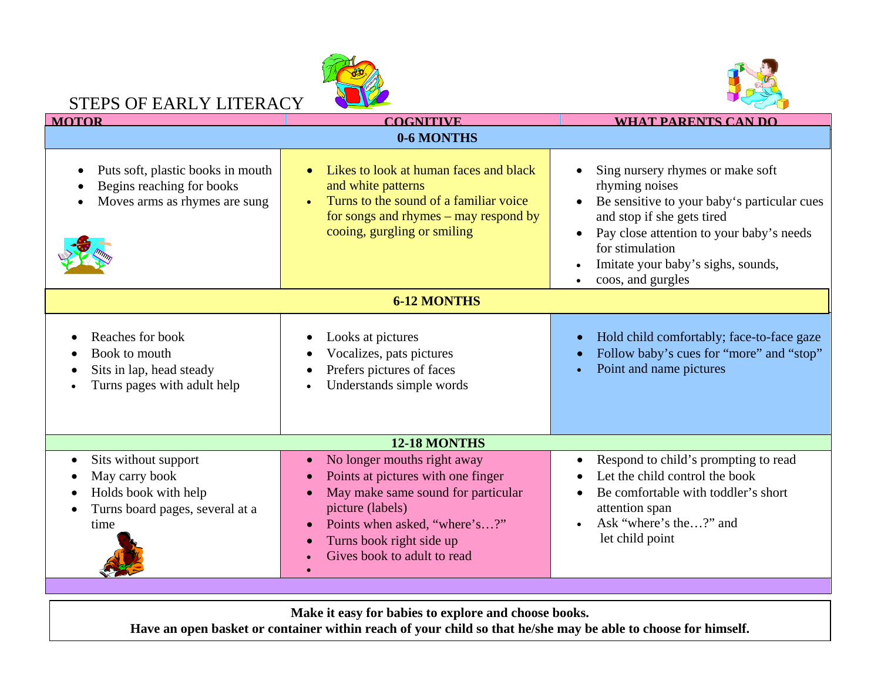# STEPS OF EARLY LITERACY

| MOTOR | COGNITIVE | WHAT PARENTS CAN DO |
|---|---|---|
| **0-6 MONTHS** | | |
| • Puts soft, plastic books in mouth<br>• Begins reaching for books<br>• Moves arms as rhymes are sung | • Likes to look at human faces and black and white patterns<br>• Turns to the sound of a familiar voice for songs and rhymes – may respond by cooing, gurgling or smiling | • Sing nursery rhymes or make soft rhyming noises<br>• Be sensitive to your baby's particular cues and stop if she gets tired<br>• Pay close attention to your baby's needs for stimulation<br>• Imitate your baby's sighs, sounds,<br>• coos, and gurgles |
| **6-12 MONTHS** | | |
| • Reaches for book<br>• Book to mouth<br>• Sits in lap, head steady<br>• Turns pages with adult help | • Looks at pictures<br>• Vocalizes, pats pictures<br>• Prefers pictures of faces<br>• Understands simple words | • Hold child comfortably; face-to-face gaze<br>• Follow baby's cues for "more" and "stop"<br>• Point and name pictures |
| **12-18 MONTHS** | | |
| • Sits without support<br>• May carry book<br>• Holds book with help<br>• Turns board pages, several at a time | • No longer mouths right away<br>• Points at pictures with one finger<br>• May make same sound for particular picture (labels)<br>• Points when asked, "where's…?"<br>• Turns book right side up<br>• Gives book to adult to read | • Respond to child's prompting to read<br>• Let the child control the book<br>• Be comfortable with toddler's short attention span<br>• Ask "where's the…?" and let child point |

**Make it easy for babies to explore and choose books.**
**Have an open basket or container within reach of your child so that he/she may be able to choose for himself.**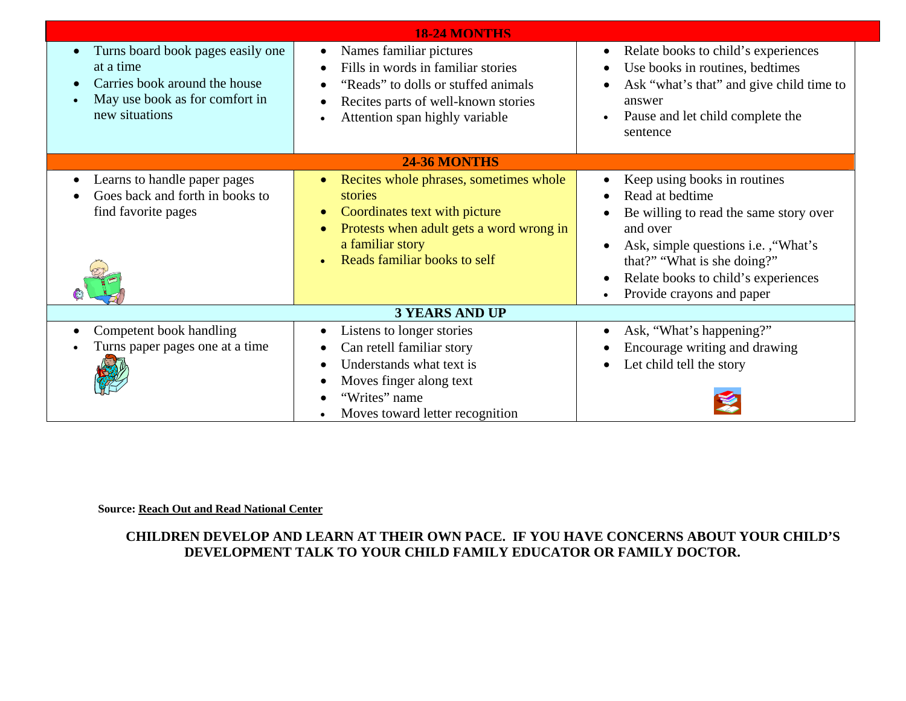| | | |
|---|---|---|
| **18-24 MONTHS** | | |
| • Turns board book pages easily one at a time<br>• Carries book around the house<br>• May use book as for comfort in new situations | • Names familiar pictures<br>• Fills in words in familiar stories<br>• "Reads" to dolls or stuffed animals<br>• Recites parts of well-known stories<br>• Attention span highly variable | • Relate books to child's experiences<br>• Use books in routines, bedtimes<br>• Ask "what's that" and give child time to answer<br>• Pause and let child complete the sentence |
| **24-36 MONTHS** | | |
| • Learns to handle paper pages<br>• Goes back and forth in books to find favorite pages | • Recites whole phrases, sometimes whole stories<br>• Coordinates text with picture<br>• Protests when adult gets a word wrong in a familiar story<br>• Reads familiar books to self | • Keep using books in routines<br>• Read at bedtime<br>• Be willing to read the same story over and over<br>• Ask, simple questions i.e. ,"What's that?" "What is she doing?"<br>• Relate books to child's experiences<br>• Provide crayons and paper |
| **3 YEARS AND UP** | | |
| • Competent book handling<br>• Turns paper pages one at a time | • Listens to longer stories<br>• Can retell familiar story<br>• Understands what text is<br>• Moves finger along text<br>• "Writes" name<br>• Moves toward letter recognition | • Ask, "What's happening?"<br>• Encourage writing and drawing<br>• Let child tell the story |

**Source: Reach Out and Read National Center**

**CHILDREN DEVELOP AND LEARN AT THEIR OWN PACE. IF YOU HAVE CONCERNS ABOUT YOUR CHILD'S DEVELOPMENT TALK TO YOUR CHILD FAMILY EDUCATOR OR FAMILY DOCTOR.**